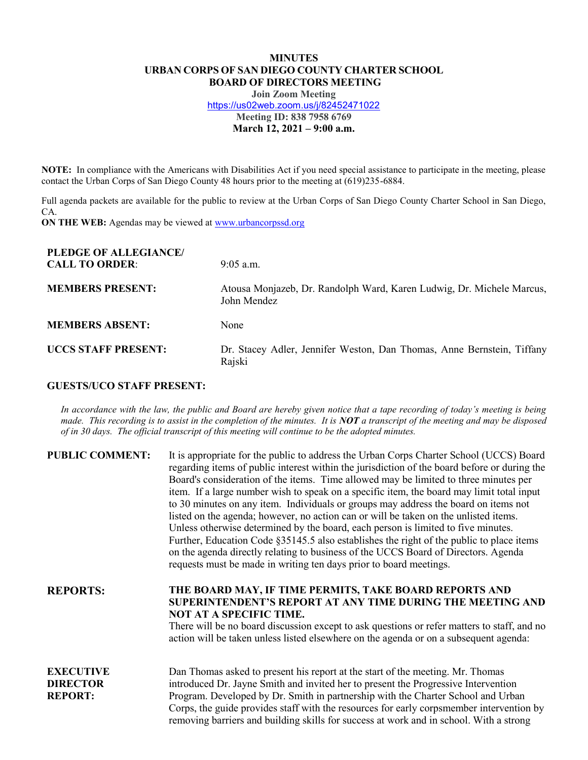# MINUTES
## URBAN CORPS OF SAN DIEGO COUNTY CHARTER SCHOOL
## BOARD OF DIRECTORS MEETING

**Join Zoom Meeting**
https://us02web.zoom.us/j/82452471022
**Meeting ID: 838 7958 6769**
**March 12, 2021 – 9:00 a.m.**

**NOTE:** In compliance with the Americans with Disabilities Act if you need special assistance to participate in the meeting, please contact the Urban Corps of San Diego County 48 hours prior to the meeting at (619)235-6884.

Full agenda packets are available for the public to review at the Urban Corps of San Diego County Charter School in San Diego, CA.

**ON THE WEB:** Agendas may be viewed at www.urbancorpssd.org

| | |
|---|---|
| **PLEDGE OF ALLEGIANCE/ CALL TO ORDER**: | 9:05 a.m. |
| **MEMBERS PRESENT:** | Atousa Monjazeb, Dr. Randolph Ward, Karen Ludwig, Dr. Michele Marcus, John Mendez |
| **MEMBERS ABSENT:** | None |
| **UCCS STAFF PRESENT:** | Dr. Stacey Adler, Jennifer Weston, Dan Thomas, Anne Bernstein, Tiffany Rajski |

**GUESTS/UCO STAFF PRESENT:**

*In accordance with the law, the public and Board are hereby given notice that a tape recording of today's meeting is being made. This recording is to assist in the completion of the minutes. It is **NOT** a transcript of the meeting and may be disposed of in 30 days. The official transcript of this meeting will continue to be the adopted minutes.*

**PUBLIC COMMENT:** It is appropriate for the public to address the Urban Corps Charter School (UCCS) Board regarding items of public interest within the jurisdiction of the board before or during the Board's consideration of the items. Time allowed may be limited to three minutes per item. If a large number wish to speak on a specific item, the board may limit total input to 30 minutes on any item. Individuals or groups may address the board on items not listed on the agenda; however, no action can or will be taken on the unlisted items. Unless otherwise determined by the board, each person is limited to five minutes. Further, Education Code §35145.5 also establishes the right of the public to place items on the agenda directly relating to business of the UCCS Board of Directors. Agenda requests must be made in writing ten days prior to board meetings.

**REPORTS:** **THE BOARD MAY, IF TIME PERMITS, TAKE BOARD REPORTS AND SUPERINTENDENT'S REPORT AT ANY TIME DURING THE MEETING AND NOT AT A SPECIFIC TIME.**
There will be no board discussion except to ask questions or refer matters to staff, and no action will be taken unless listed elsewhere on the agenda or on a subsequent agenda:

**EXECUTIVE DIRECTOR REPORT:** Dan Thomas asked to present his report at the start of the meeting. Mr. Thomas introduced Dr. Jayne Smith and invited her to present the Progressive Intervention Program. Developed by Dr. Smith in partnership with the Charter School and Urban Corps, the guide provides staff with the resources for early corpsmember intervention by removing barriers and building skills for success at work and in school. With a strong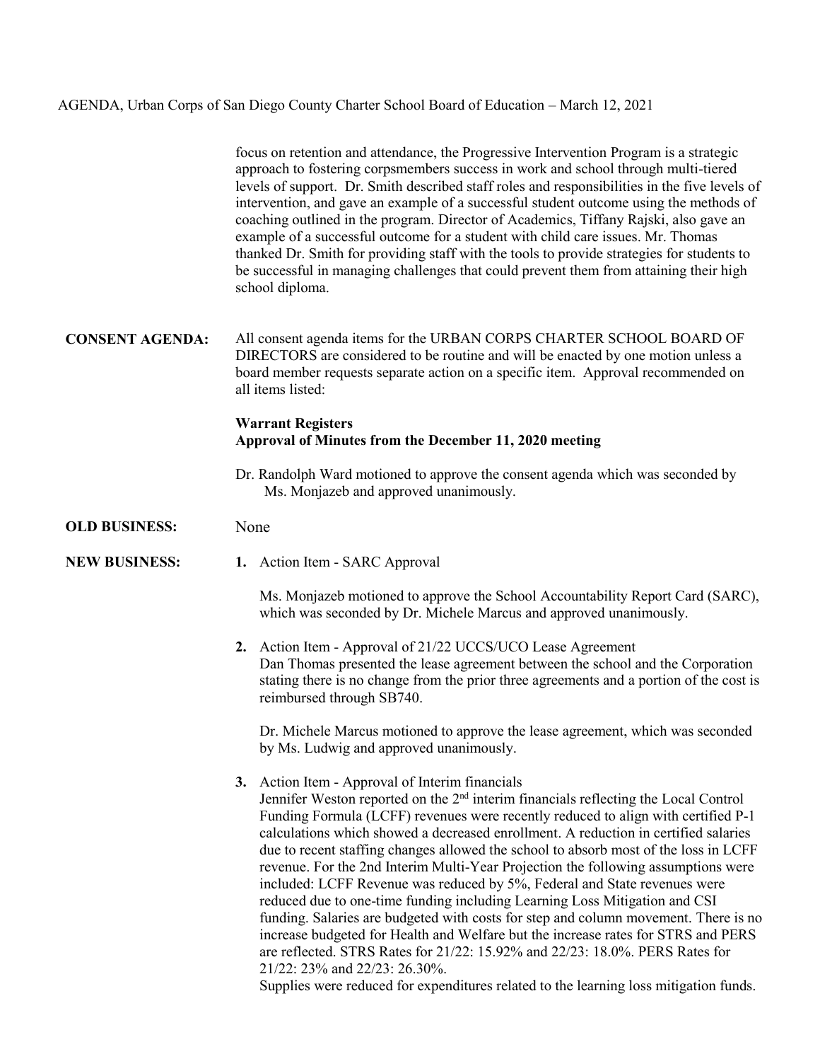focus on retention and attendance, the Progressive Intervention Program is a strategic approach to fostering corpsmembers success in work and school through multi-tiered levels of support. Dr. Smith described staff roles and responsibilities in the five levels of intervention, and gave an example of a successful student outcome using the methods of coaching outlined in the program. Director of Academics, Tiffany Rajski, also gave an example of a successful outcome for a student with child care issues. Mr. Thomas thanked Dr. Smith for providing staff with the tools to provide strategies for students to be successful in managing challenges that could prevent them from attaining their high school diploma.

**CONSENT AGENDA:** All consent agenda items for the URBAN CORPS CHARTER SCHOOL BOARD OF DIRECTORS are considered to be routine and will be enacted by one motion unless a board member requests separate action on a specific item. Approval recommended on all items listed:

**Warrant Registers**
**Approval of Minutes from the December 11, 2020 meeting**

Dr. Randolph Ward motioned to approve the consent agenda which was seconded by Ms. Monjazeb and approved unanimously.

**OLD BUSINESS:** None

**NEW BUSINESS:**

1. Action Item - SARC Approval

   Ms. Monjazeb motioned to approve the School Accountability Report Card (SARC), which was seconded by Dr. Michele Marcus and approved unanimously.

2. Action Item - Approval of 21/22 UCCS/UCO Lease Agreement
   Dan Thomas presented the lease agreement between the school and the Corporation stating there is no change from the prior three agreements and a portion of the cost is reimbursed through SB740.

   Dr. Michele Marcus motioned to approve the lease agreement, which was seconded by Ms. Ludwig and approved unanimously.

3. Action Item - Approval of Interim financials
   Jennifer Weston reported on the 2nd interim financials reflecting the Local Control Funding Formula (LCFF) revenues were recently reduced to align with certified P-1 calculations which showed a decreased enrollment. A reduction in certified salaries due to recent staffing changes allowed the school to absorb most of the loss in LCFF revenue. For the 2nd Interim Multi-Year Projection the following assumptions were included: LCFF Revenue was reduced by 5%, Federal and State revenues were reduced due to one-time funding including Learning Loss Mitigation and CSI funding. Salaries are budgeted with costs for step and column movement. There is no increase budgeted for Health and Welfare but the increase rates for STRS and PERS are reflected. STRS Rates for 21/22: 15.92% and 22/23: 18.0%. PERS Rates for 21/22: 23% and 22/23: 26.30%.
   Supplies were reduced for expenditures related to the learning loss mitigation funds.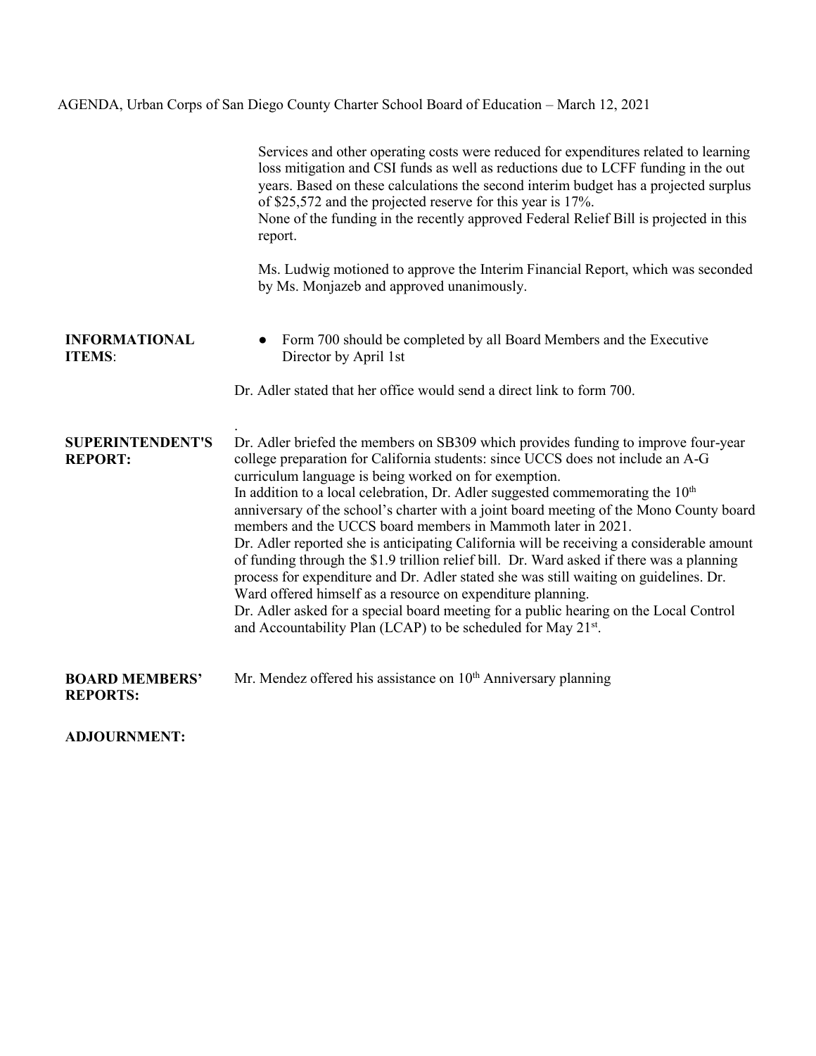Services and other operating costs were reduced for expenditures related to learning loss mitigation and CSI funds as well as reductions due to LCFF funding in the out years. Based on these calculations the second interim budget has a projected surplus of $25,572 and the projected reserve for this year is 17%.
None of the funding in the recently approved Federal Relief Bill is projected in this report.

Ms. Ludwig motioned to approve the Interim Financial Report, which was seconded by Ms. Monjazeb and approved unanimously.

**INFORMATIONAL ITEMS**:

- Form 700 should be completed by all Board Members and the Executive Director by April 1st

Dr. Adler stated that her office would send a direct link to form 700.

.

**SUPERINTENDENT'S REPORT:**

Dr. Adler briefed the members on SB309 which provides funding to improve four-year college preparation for California students: since UCCS does not include an A-G curriculum language is being worked on for exemption.
In addition to a local celebration, Dr. Adler suggested commemorating the 10th anniversary of the school's charter with a joint board meeting of the Mono County board members and the UCCS board members in Mammoth later in 2021.
Dr. Adler reported she is anticipating California will be receiving a considerable amount of funding through the $1.9 trillion relief bill. Dr. Ward asked if there was a planning process for expenditure and Dr. Adler stated she was still waiting on guidelines. Dr. Ward offered himself as a resource on expenditure planning.
Dr. Adler asked for a special board meeting for a public hearing on the Local Control and Accountability Plan (LCAP) to be scheduled for May 21st.

**BOARD MEMBERS' REPORTS:**

Mr. Mendez offered his assistance on 10th Anniversary planning

**ADJOURNMENT:**